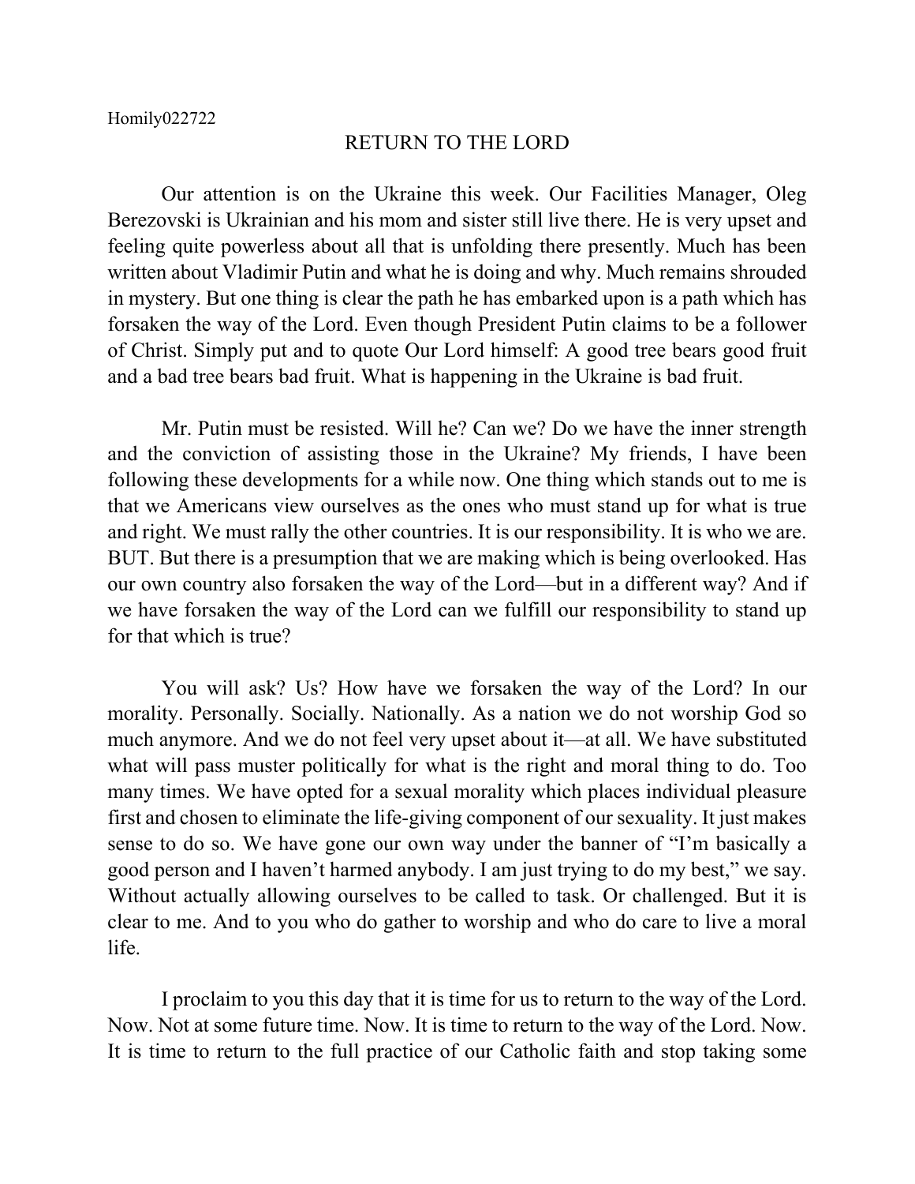Homily022722

# RETURN TO THE LORD

Our attention is on the Ukraine this week. Our Facilities Manager, Oleg Berezovski is Ukrainian and his mom and sister still live there. He is very upset and feeling quite powerless about all that is unfolding there presently. Much has been written about Vladimir Putin and what he is doing and why. Much remains shrouded in mystery. But one thing is clear the path he has embarked upon is a path which has forsaken the way of the Lord. Even though President Putin claims to be a follower of Christ. Simply put and to quote Our Lord himself: A good tree bears good fruit and a bad tree bears bad fruit. What is happening in the Ukraine is bad fruit.

Mr. Putin must be resisted. Will he? Can we? Do we have the inner strength and the conviction of assisting those in the Ukraine? My friends, I have been following these developments for a while now. One thing which stands out to me is that we Americans view ourselves as the ones who must stand up for what is true and right. We must rally the other countries. It is our responsibility. It is who we are. BUT. But there is a presumption that we are making which is being overlooked. Has our own country also forsaken the way of the Lord—but in a different way? And if we have forsaken the way of the Lord can we fulfill our responsibility to stand up for that which is true?

You will ask? Us? How have we forsaken the way of the Lord? In our morality. Personally. Socially. Nationally. As a nation we do not worship God so much anymore. And we do not feel very upset about it—at all. We have substituted what will pass muster politically for what is the right and moral thing to do. Too many times. We have opted for a sexual morality which places individual pleasure first and chosen to eliminate the life-giving component of our sexuality. It just makes sense to do so. We have gone our own way under the banner of "I'm basically a good person and I haven't harmed anybody. I am just trying to do my best," we say. Without actually allowing ourselves to be called to task. Or challenged. But it is clear to me. And to you who do gather to worship and who do care to live a moral life.

I proclaim to you this day that it is time for us to return to the way of the Lord. Now. Not at some future time. Now. It is time to return to the way of the Lord. Now. It is time to return to the full practice of our Catholic faith and stop taking some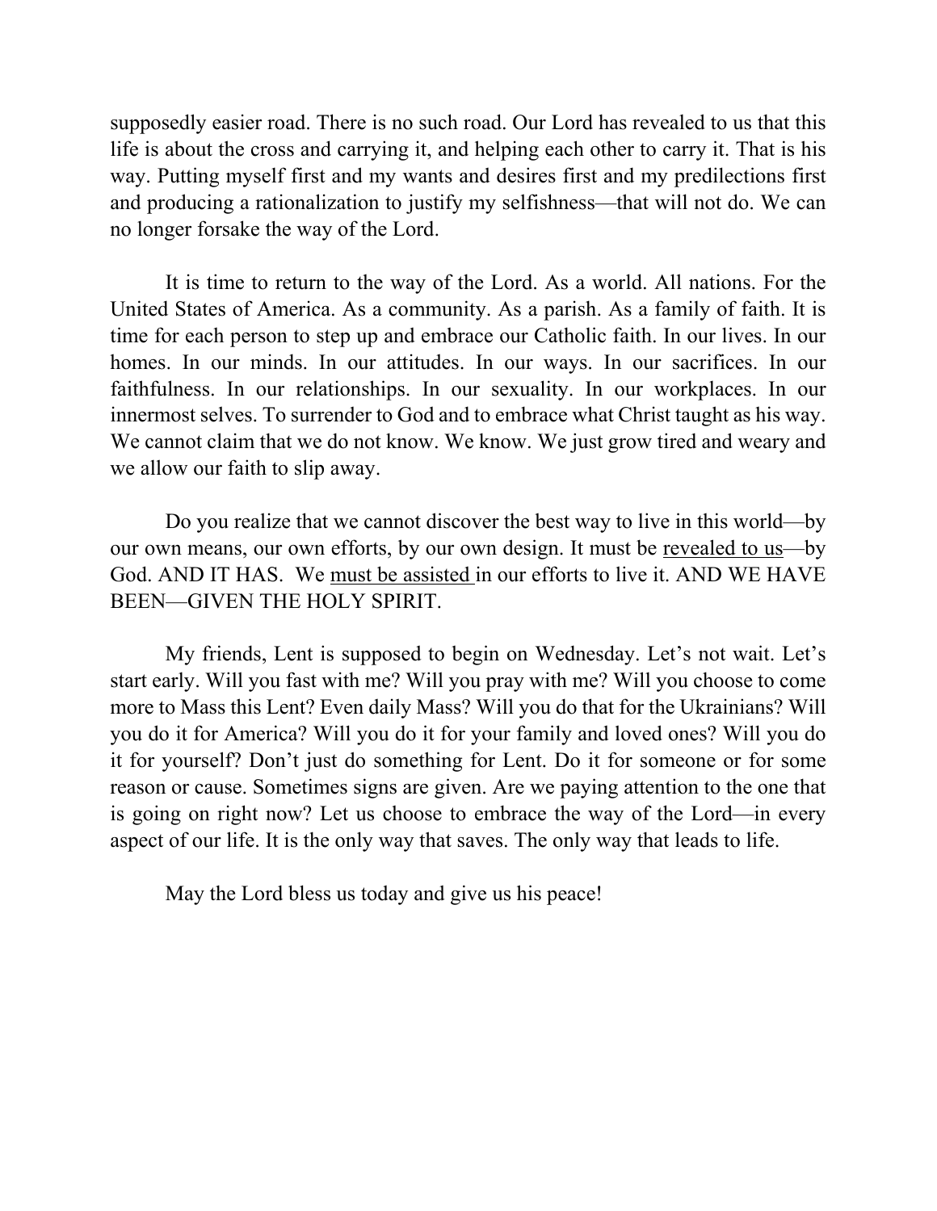supposedly easier road. There is no such road. Our Lord has revealed to us that this life is about the cross and carrying it, and helping each other to carry it. That is his way. Putting myself first and my wants and desires first and my predilections first and producing a rationalization to justify my selfishness—that will not do. We can no longer forsake the way of the Lord.

It is time to return to the way of the Lord. As a world. All nations. For the United States of America. As a community. As a parish. As a family of faith. It is time for each person to step up and embrace our Catholic faith. In our lives. In our homes. In our minds. In our attitudes. In our ways. In our sacrifices. In our faithfulness. In our relationships. In our sexuality. In our workplaces. In our innermost selves. To surrender to God and to embrace what Christ taught as his way. We cannot claim that we do not know. We know. We just grow tired and weary and we allow our faith to slip away.

Do you realize that we cannot discover the best way to live in this world—by our own means, our own efforts, by our own design. It must be <u>revealed to us</u>—by God. AND IT HAS. We <u>must be assisted</u> in our efforts to live it. AND WE HAVE BEEN—GIVEN THE HOLY SPIRIT.

My friends, Lent is supposed to begin on Wednesday. Let's not wait. Let's start early. Will you fast with me? Will you pray with me? Will you choose to come more to Mass this Lent? Even daily Mass? Will you do that for the Ukrainians? Will you do it for America? Will you do it for your family and loved ones? Will you do it for yourself? Don't just do something for Lent. Do it for someone or for some reason or cause. Sometimes signs are given. Are we paying attention to the one that is going on right now? Let us choose to embrace the way of the Lord—in every aspect of our life. It is the only way that saves. The only way that leads to life.

May the Lord bless us today and give us his peace!